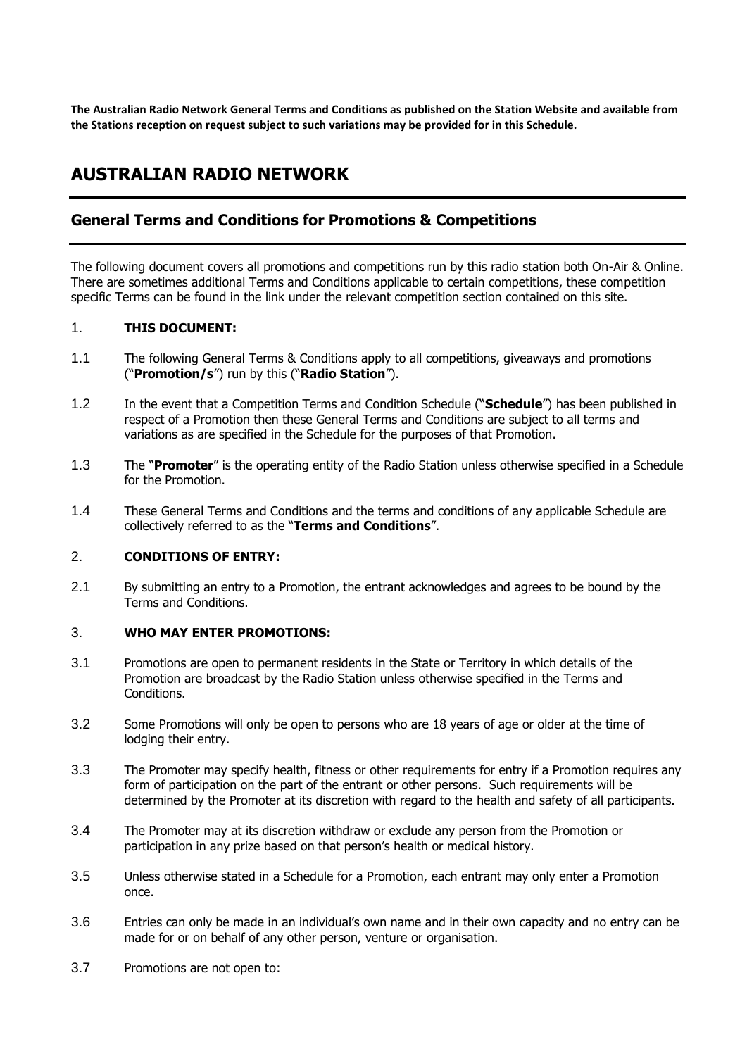**The Australian Radio Network General Terms and Conditions as published on the Station Website and available from the Stations reception on request subject to such variations may be provided for in this Schedule.**

# AUSTRALIAN RADIO NETWORK

## General Terms and Conditions for Promotions & Competitions

The following document covers all promotions and competitions run by this radio station both On-Air & Online. There are sometimes additional Terms and Conditions applicable to certain competitions, these competition specific Terms can be found in the link under the relevant competition section contained on this site.

1. **THIS DOCUMENT:**

1.1 The following General Terms & Conditions apply to all competitions, giveaways and promotions ("**Promotion/s**") run by this ("**Radio Station**").

1.2 In the event that a Competition Terms and Condition Schedule ("**Schedule**") has been published in respect of a Promotion then these General Terms and Conditions are subject to all terms and variations as are specified in the Schedule for the purposes of that Promotion.

1.3 The "**Promoter**" is the operating entity of the Radio Station unless otherwise specified in a Schedule for the Promotion.

1.4 These General Terms and Conditions and the terms and conditions of any applicable Schedule are collectively referred to as the "**Terms and Conditions**".

2. **CONDITIONS OF ENTRY:**

2.1 By submitting an entry to a Promotion, the entrant acknowledges and agrees to be bound by the Terms and Conditions.

3. **WHO MAY ENTER PROMOTIONS:**

3.1 Promotions are open to permanent residents in the State or Territory in which details of the Promotion are broadcast by the Radio Station unless otherwise specified in the Terms and Conditions.

3.2 Some Promotions will only be open to persons who are 18 years of age or older at the time of lodging their entry.

3.3 The Promoter may specify health, fitness or other requirements for entry if a Promotion requires any form of participation on the part of the entrant or other persons. Such requirements will be determined by the Promoter at its discretion with regard to the health and safety of all participants.

3.4 The Promoter may at its discretion withdraw or exclude any person from the Promotion or participation in any prize based on that person's health or medical history.

3.5 Unless otherwise stated in a Schedule for a Promotion, each entrant may only enter a Promotion once.

3.6 Entries can only be made in an individual's own name and in their own capacity and no entry can be made for or on behalf of any other person, venture or organisation.

3.7 Promotions are not open to: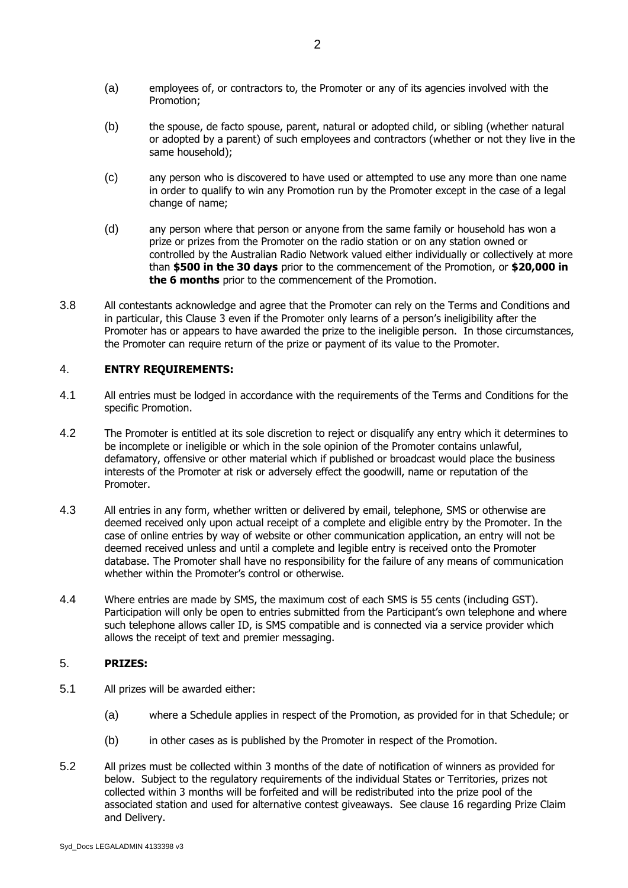(a) employees of, or contractors to, the Promoter or any of its agencies involved with the Promotion;

(b) the spouse, de facto spouse, parent, natural or adopted child, or sibling (whether natural or adopted by a parent) of such employees and contractors (whether or not they live in the same household);

(c) any person who is discovered to have used or attempted to use any more than one name in order to qualify to win any Promotion run by the Promoter except in the case of a legal change of name;

(d) any person where that person or anyone from the same family or household has won a prize or prizes from the Promoter on the radio station or on any station owned or controlled by the Australian Radio Network valued either individually or collectively at more than **$500 in the 30 days** prior to the commencement of the Promotion, or **$20,000 in the 6 months** prior to the commencement of the Promotion.

3.8 All contestants acknowledge and agree that the Promoter can rely on the Terms and Conditions and in particular, this Clause 3 even if the Promoter only learns of a person's ineligibility after the Promoter has or appears to have awarded the prize to the ineligible person. In those circumstances, the Promoter can require return of the prize or payment of its value to the Promoter.

## 4. ENTRY REQUIREMENTS:

4.1 All entries must be lodged in accordance with the requirements of the Terms and Conditions for the specific Promotion.

4.2 The Promoter is entitled at its sole discretion to reject or disqualify any entry which it determines to be incomplete or ineligible or which in the sole opinion of the Promoter contains unlawful, defamatory, offensive or other material which if published or broadcast would place the business interests of the Promoter at risk or adversely effect the goodwill, name or reputation of the Promoter.

4.3 All entries in any form, whether written or delivered by email, telephone, SMS or otherwise are deemed received only upon actual receipt of a complete and eligible entry by the Promoter. In the case of online entries by way of website or other communication application, an entry will not be deemed received unless and until a complete and legible entry is received onto the Promoter database. The Promoter shall have no responsibility for the failure of any means of communication whether within the Promoter's control or otherwise.

4.4 Where entries are made by SMS, the maximum cost of each SMS is 55 cents (including GST). Participation will only be open to entries submitted from the Participant's own telephone and where such telephone allows caller ID, is SMS compatible and is connected via a service provider which allows the receipt of text and premier messaging.

## 5. PRIZES:

5.1 All prizes will be awarded either:

(a) where a Schedule applies in respect of the Promotion, as provided for in that Schedule; or

(b) in other cases as is published by the Promoter in respect of the Promotion.

5.2 All prizes must be collected within 3 months of the date of notification of winners as provided for below. Subject to the regulatory requirements of the individual States or Territories, prizes not collected within 3 months will be forfeited and will be redistributed into the prize pool of the associated station and used for alternative contest giveaways. See clause 16 regarding Prize Claim and Delivery.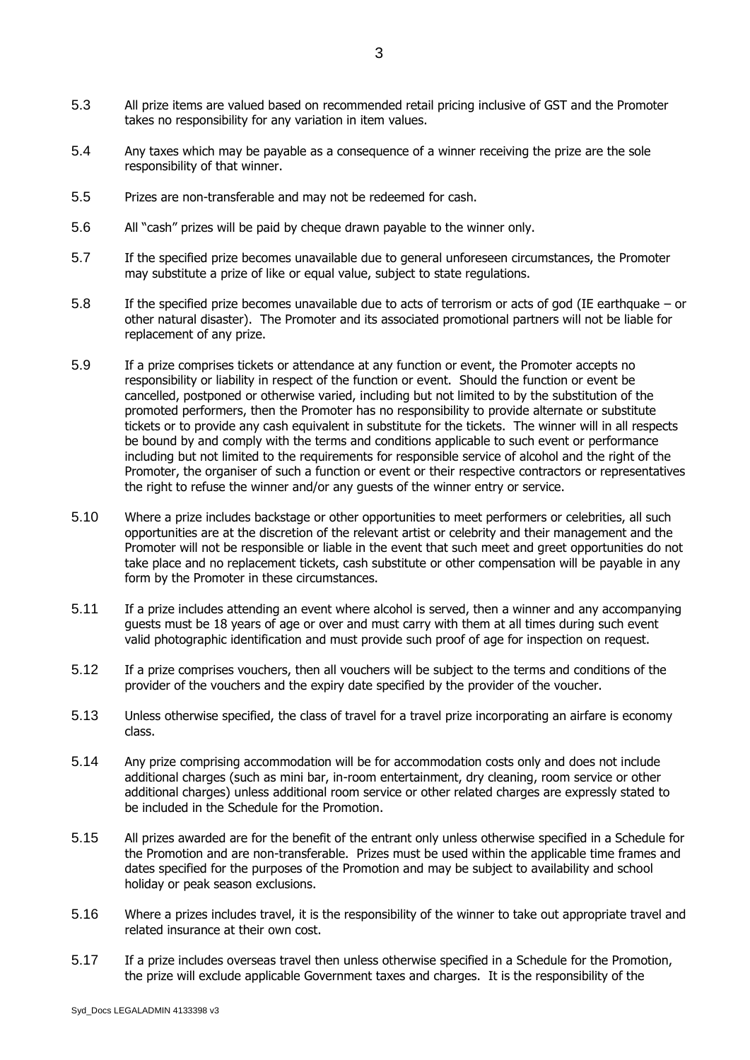5.3 All prize items are valued based on recommended retail pricing inclusive of GST and the Promoter takes no responsibility for any variation in item values.

5.4 Any taxes which may be payable as a consequence of a winner receiving the prize are the sole responsibility of that winner.

5.5 Prizes are non-transferable and may not be redeemed for cash.

5.6 All "cash" prizes will be paid by cheque drawn payable to the winner only.

5.7 If the specified prize becomes unavailable due to general unforeseen circumstances, the Promoter may substitute a prize of like or equal value, subject to state regulations.

5.8 If the specified prize becomes unavailable due to acts of terrorism or acts of god (IE earthquake – or other natural disaster). The Promoter and its associated promotional partners will not be liable for replacement of any prize.

5.9 If a prize comprises tickets or attendance at any function or event, the Promoter accepts no responsibility or liability in respect of the function or event. Should the function or event be cancelled, postponed or otherwise varied, including but not limited to by the substitution of the promoted performers, then the Promoter has no responsibility to provide alternate or substitute tickets or to provide any cash equivalent in substitute for the tickets. The winner will in all respects be bound by and comply with the terms and conditions applicable to such event or performance including but not limited to the requirements for responsible service of alcohol and the right of the Promoter, the organiser of such a function or event or their respective contractors or representatives the right to refuse the winner and/or any guests of the winner entry or service.

5.10 Where a prize includes backstage or other opportunities to meet performers or celebrities, all such opportunities are at the discretion of the relevant artist or celebrity and their management and the Promoter will not be responsible or liable in the event that such meet and greet opportunities do not take place and no replacement tickets, cash substitute or other compensation will be payable in any form by the Promoter in these circumstances.

5.11 If a prize includes attending an event where alcohol is served, then a winner and any accompanying guests must be 18 years of age or over and must carry with them at all times during such event valid photographic identification and must provide such proof of age for inspection on request.

5.12 If a prize comprises vouchers, then all vouchers will be subject to the terms and conditions of the provider of the vouchers and the expiry date specified by the provider of the voucher.

5.13 Unless otherwise specified, the class of travel for a travel prize incorporating an airfare is economy class.

5.14 Any prize comprising accommodation will be for accommodation costs only and does not include additional charges (such as mini bar, in-room entertainment, dry cleaning, room service or other additional charges) unless additional room service or other related charges are expressly stated to be included in the Schedule for the Promotion.

5.15 All prizes awarded are for the benefit of the entrant only unless otherwise specified in a Schedule for the Promotion and are non-transferable. Prizes must be used within the applicable time frames and dates specified for the purposes of the Promotion and may be subject to availability and school holiday or peak season exclusions.

5.16 Where a prizes includes travel, it is the responsibility of the winner to take out appropriate travel and related insurance at their own cost.

5.17 If a prize includes overseas travel then unless otherwise specified in a Schedule for the Promotion, the prize will exclude applicable Government taxes and charges. It is the responsibility of the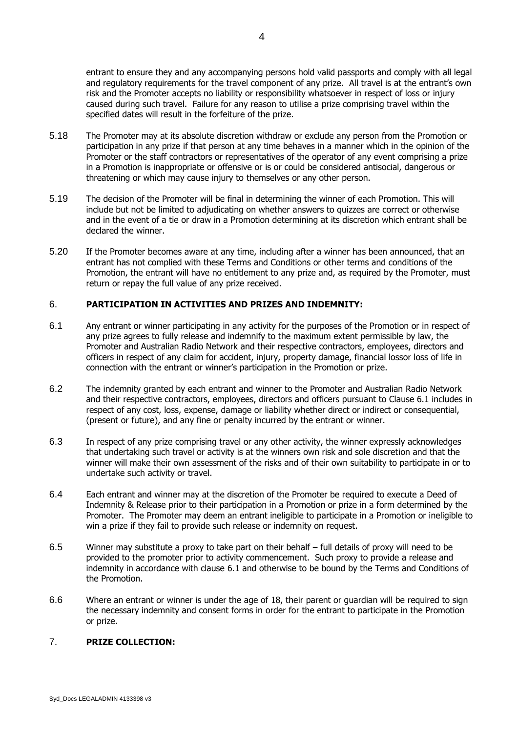entrant to ensure they and any accompanying persons hold valid passports and comply with all legal and regulatory requirements for the travel component of any prize. All travel is at the entrant's own risk and the Promoter accepts no liability or responsibility whatsoever in respect of loss or injury caused during such travel. Failure for any reason to utilise a prize comprising travel within the specified dates will result in the forfeiture of the prize.

5.18 The Promoter may at its absolute discretion withdraw or exclude any person from the Promotion or participation in any prize if that person at any time behaves in a manner which in the opinion of the Promoter or the staff contractors or representatives of the operator of any event comprising a prize in a Promotion is inappropriate or offensive or is or could be considered antisocial, dangerous or threatening or which may cause injury to themselves or any other person.

5.19 The decision of the Promoter will be final in determining the winner of each Promotion. This will include but not be limited to adjudicating on whether answers to quizzes are correct or otherwise and in the event of a tie or draw in a Promotion determining at its discretion which entrant shall be declared the winner.

5.20 If the Promoter becomes aware at any time, including after a winner has been announced, that an entrant has not complied with these Terms and Conditions or other terms and conditions of the Promotion, the entrant will have no entitlement to any prize and, as required by the Promoter, must return or repay the full value of any prize received.

## 6. **PARTICIPATION IN ACTIVITIES AND PRIZES AND INDEMNITY:**

6.1 Any entrant or winner participating in any activity for the purposes of the Promotion or in respect of any prize agrees to fully release and indemnify to the maximum extent permissible by law, the Promoter and Australian Radio Network and their respective contractors, employees, directors and officers in respect of any claim for accident, injury, property damage, financial lossor loss of life in connection with the entrant or winner's participation in the Promotion or prize.

6.2 The indemnity granted by each entrant and winner to the Promoter and Australian Radio Network and their respective contractors, employees, directors and officers pursuant to Clause 6.1 includes in respect of any cost, loss, expense, damage or liability whether direct or indirect or consequential, (present or future), and any fine or penalty incurred by the entrant or winner.

6.3 In respect of any prize comprising travel or any other activity, the winner expressly acknowledges that undertaking such travel or activity is at the winners own risk and sole discretion and that the winner will make their own assessment of the risks and of their own suitability to participate in or to undertake such activity or travel.

6.4 Each entrant and winner may at the discretion of the Promoter be required to execute a Deed of Indemnity & Release prior to their participation in a Promotion or prize in a form determined by the Promoter. The Promoter may deem an entrant ineligible to participate in a Promotion or ineligible to win a prize if they fail to provide such release or indemnity on request.

6.5 Winner may substitute a proxy to take part on their behalf – full details of proxy will need to be provided to the promoter prior to activity commencement. Such proxy to provide a release and indemnity in accordance with clause 6.1 and otherwise to be bound by the Terms and Conditions of the Promotion.

6.6 Where an entrant or winner is under the age of 18, their parent or guardian will be required to sign the necessary indemnity and consent forms in order for the entrant to participate in the Promotion or prize.

## 7. **PRIZE COLLECTION:**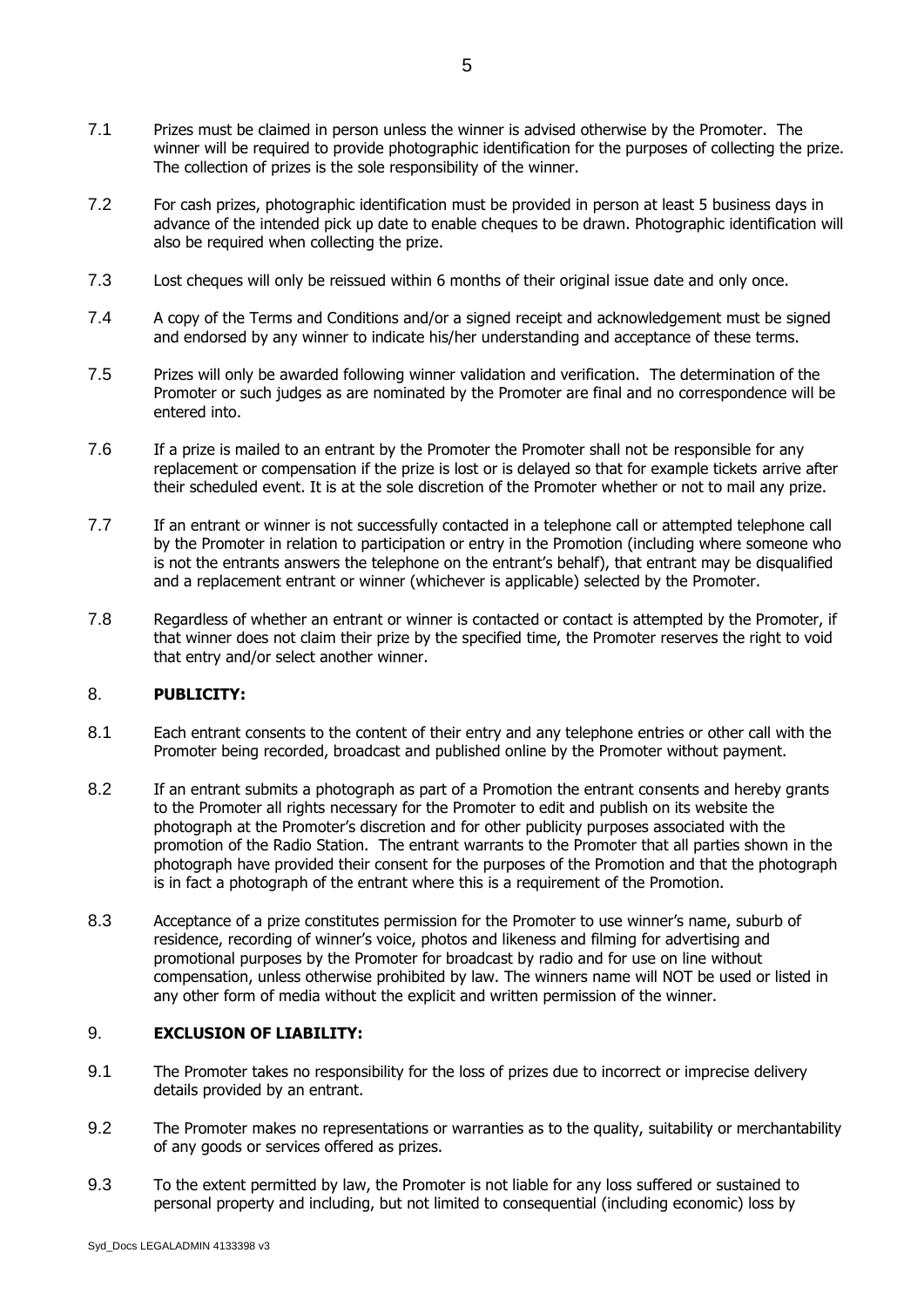7.1 Prizes must be claimed in person unless the winner is advised otherwise by the Promoter. The winner will be required to provide photographic identification for the purposes of collecting the prize. The collection of prizes is the sole responsibility of the winner.

7.2 For cash prizes, photographic identification must be provided in person at least 5 business days in advance of the intended pick up date to enable cheques to be drawn. Photographic identification will also be required when collecting the prize.

7.3 Lost cheques will only be reissued within 6 months of their original issue date and only once.

7.4 A copy of the Terms and Conditions and/or a signed receipt and acknowledgement must be signed and endorsed by any winner to indicate his/her understanding and acceptance of these terms.

7.5 Prizes will only be awarded following winner validation and verification. The determination of the Promoter or such judges as are nominated by the Promoter are final and no correspondence will be entered into.

7.6 If a prize is mailed to an entrant by the Promoter the Promoter shall not be responsible for any replacement or compensation if the prize is lost or is delayed so that for example tickets arrive after their scheduled event. It is at the sole discretion of the Promoter whether or not to mail any prize.

7.7 If an entrant or winner is not successfully contacted in a telephone call or attempted telephone call by the Promoter in relation to participation or entry in the Promotion (including where someone who is not the entrants answers the telephone on the entrant's behalf), that entrant may be disqualified and a replacement entrant or winner (whichever is applicable) selected by the Promoter.

7.8 Regardless of whether an entrant or winner is contacted or contact is attempted by the Promoter, if that winner does not claim their prize by the specified time, the Promoter reserves the right to void that entry and/or select another winner.

## 8. PUBLICITY:

8.1 Each entrant consents to the content of their entry and any telephone entries or other call with the Promoter being recorded, broadcast and published online by the Promoter without payment.

8.2 If an entrant submits a photograph as part of a Promotion the entrant consents and hereby grants to the Promoter all rights necessary for the Promoter to edit and publish on its website the photograph at the Promoter's discretion and for other publicity purposes associated with the promotion of the Radio Station. The entrant warrants to the Promoter that all parties shown in the photograph have provided their consent for the purposes of the Promotion and that the photograph is in fact a photograph of the entrant where this is a requirement of the Promotion.

8.3 Acceptance of a prize constitutes permission for the Promoter to use winner's name, suburb of residence, recording of winner's voice, photos and likeness and filming for advertising and promotional purposes by the Promoter for broadcast by radio and for use on line without compensation, unless otherwise prohibited by law. The winners name will NOT be used or listed in any other form of media without the explicit and written permission of the winner.

## 9. EXCLUSION OF LIABILITY:

9.1 The Promoter takes no responsibility for the loss of prizes due to incorrect or imprecise delivery details provided by an entrant.

9.2 The Promoter makes no representations or warranties as to the quality, suitability or merchantability of any goods or services offered as prizes.

9.3 To the extent permitted by law, the Promoter is not liable for any loss suffered or sustained to personal property and including, but not limited to consequential (including economic) loss by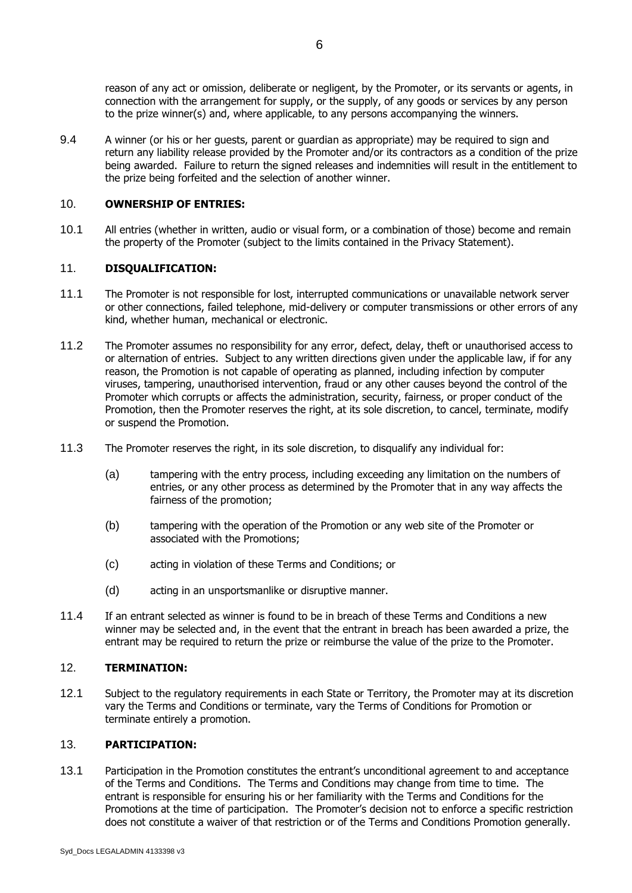reason of any act or omission, deliberate or negligent, by the Promoter, or its servants or agents, in connection with the arrangement for supply, or the supply, of any goods or services by any person to the prize winner(s) and, where applicable, to any persons accompanying the winners.

9.4 A winner (or his or her guests, parent or guardian as appropriate) may be required to sign and return any liability release provided by the Promoter and/or its contractors as a condition of the prize being awarded. Failure to return the signed releases and indemnities will result in the entitlement to the prize being forfeited and the selection of another winner.

## 10. **OWNERSHIP OF ENTRIES:**

10.1 All entries (whether in written, audio or visual form, or a combination of those) become and remain the property of the Promoter (subject to the limits contained in the Privacy Statement).

## 11. **DISQUALIFICATION:**

11.1 The Promoter is not responsible for lost, interrupted communications or unavailable network server or other connections, failed telephone, mid-delivery or computer transmissions or other errors of any kind, whether human, mechanical or electronic.

11.2 The Promoter assumes no responsibility for any error, defect, delay, theft or unauthorised access to or alternation of entries. Subject to any written directions given under the applicable law, if for any reason, the Promotion is not capable of operating as planned, including infection by computer viruses, tampering, unauthorised intervention, fraud or any other causes beyond the control of the Promoter which corrupts or affects the administration, security, fairness, or proper conduct of the Promotion, then the Promoter reserves the right, at its sole discretion, to cancel, terminate, modify or suspend the Promotion.

11.3 The Promoter reserves the right, in its sole discretion, to disqualify any individual for:

(a) tampering with the entry process, including exceeding any limitation on the numbers of entries, or any other process as determined by the Promoter that in any way affects the fairness of the promotion;

(b) tampering with the operation of the Promotion or any web site of the Promoter or associated with the Promotions;

(c) acting in violation of these Terms and Conditions; or

(d) acting in an unsportsmanlike or disruptive manner.

11.4 If an entrant selected as winner is found to be in breach of these Terms and Conditions a new winner may be selected and, in the event that the entrant in breach has been awarded a prize, the entrant may be required to return the prize or reimburse the value of the prize to the Promoter.

## 12. **TERMINATION:**

12.1 Subject to the regulatory requirements in each State or Territory, the Promoter may at its discretion vary the Terms and Conditions or terminate, vary the Terms of Conditions for Promotion or terminate entirely a promotion.

## 13. **PARTICIPATION:**

13.1 Participation in the Promotion constitutes the entrant's unconditional agreement to and acceptance of the Terms and Conditions. The Terms and Conditions may change from time to time. The entrant is responsible for ensuring his or her familiarity with the Terms and Conditions for the Promotions at the time of participation. The Promoter's decision not to enforce a specific restriction does not constitute a waiver of that restriction or of the Terms and Conditions Promotion generally.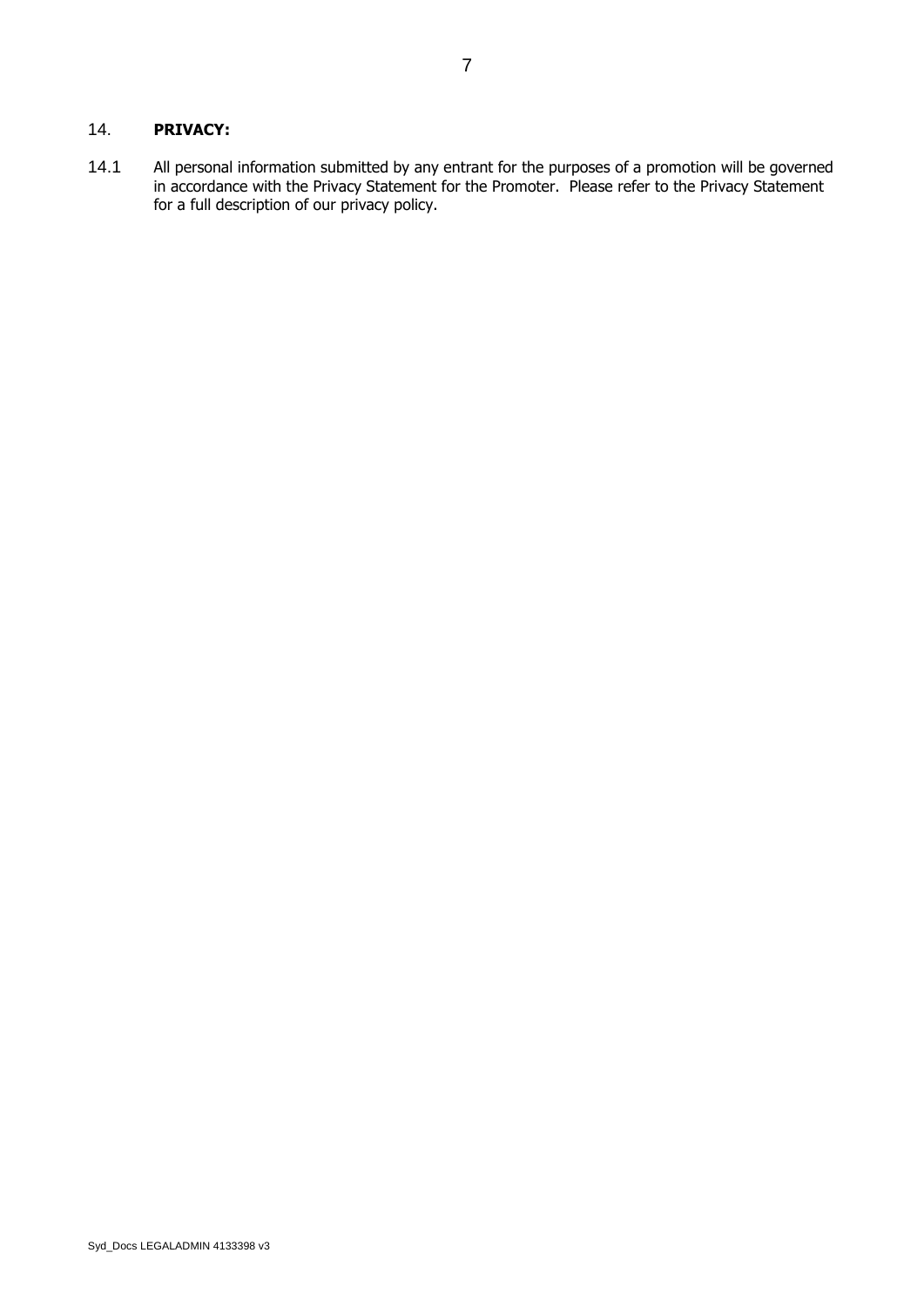## 14. **PRIVACY:**

14.1 All personal information submitted by any entrant for the purposes of a promotion will be governed in accordance with the Privacy Statement for the Promoter. Please refer to the Privacy Statement for a full description of our privacy policy.